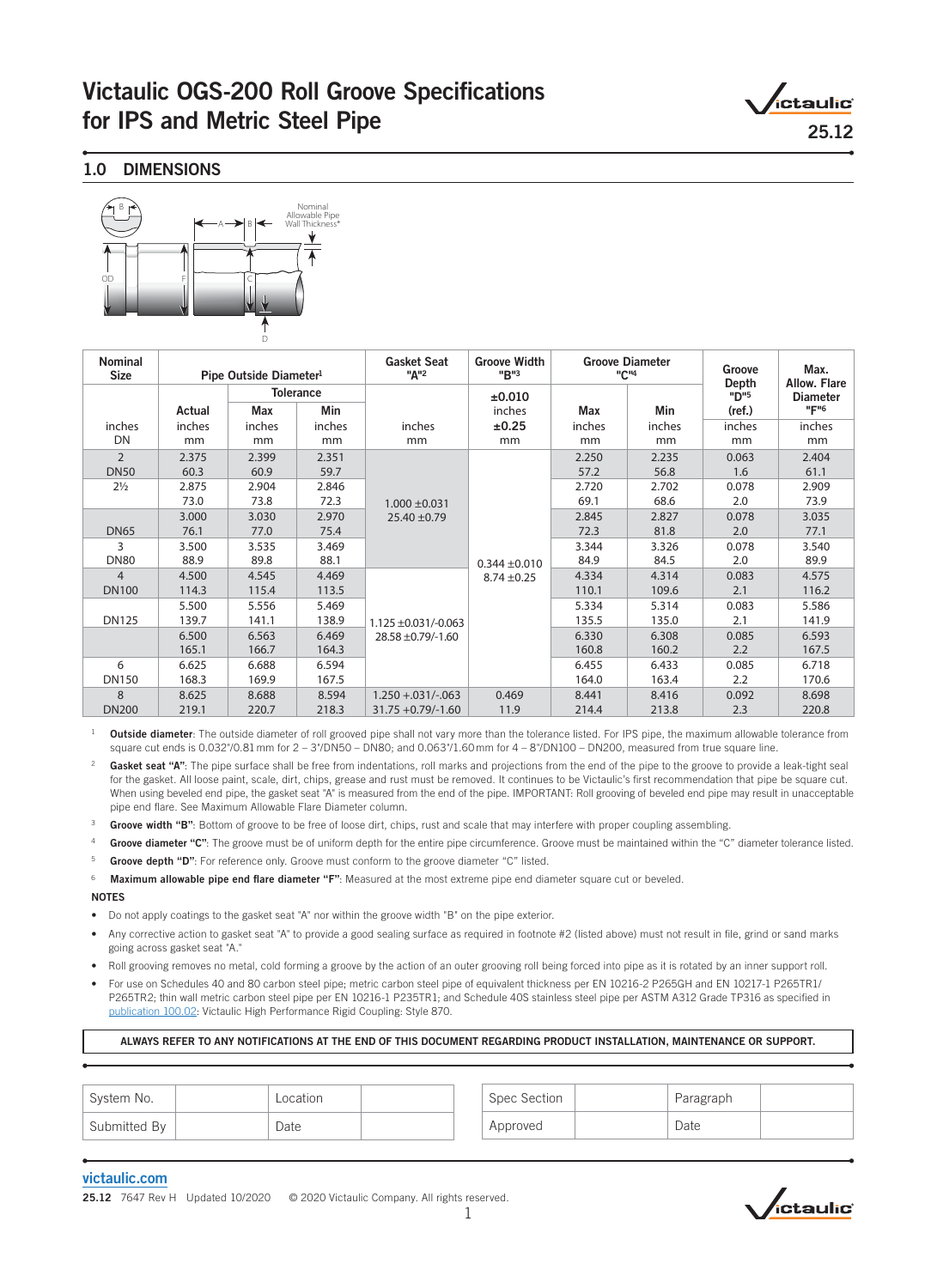# Victaulic OGS-200 Roll Groove Specifications for IPS and Metric Steel Pipe

25.12

## 1.0 DIMENSIONS

| Nominal Size | Pipe Outside Diameter[1] | | | Gasket Seat "A"[2] | Groove Width "B"[3] | Groove Diameter "C"[4] | | Groove Depth "D"[5] (ref.) | Max. Allow. Flare Diameter "F"[6] |
|---|---|---|---|---|---|---|---|---|---|
| | | Tolerance | | | ±0.010 | | | | |
| | Actual | Max | Min | | inches | Max | Min | | |
| inches DN | inches mm | inches mm | inches mm | inches mm | ±0.25 mm | inches mm | inches mm | inches mm | inches mm |
| 2 DN50 | 2.375 60.3 | 2.399 60.9 | 2.351 59.7 | 1.000 ±0.031 25.40 ±0.79 | 0.344 ±0.010 8.74 ±0.25 | 2.250 57.2 | 2.235 56.8 | 0.063 1.6 | 2.404 61.1 |
| 2½ | 2.875 73.0 | 2.904 73.8 | 2.846 72.3 | | | 2.720 69.1 | 2.702 68.6 | 0.078 2.0 | 2.909 73.9 |
| DN65 | 3.000 76.1 | 3.030 77.0 | 2.970 75.4 | | | 2.845 72.3 | 2.827 81.8 | 0.078 2.0 | 3.035 77.1 |
| 3 DN80 | 3.500 88.9 | 3.535 89.8 | 3.469 88.1 | | | 3.344 84.9 | 3.326 84.5 | 0.078 2.0 | 3.540 89.9 |
| 4 DN100 | 4.500 114.3 | 4.545 115.4 | 4.469 113.5 | 1.125 ±0.031/-0.063 28.58 ±0.79/-1.60 | | 4.334 110.1 | 4.314 109.6 | 0.083 2.1 | 4.575 116.2 |
| DN125 | 5.500 139.7 | 5.556 141.1 | 5.469 138.9 | | | 5.334 135.5 | 5.314 135.0 | 0.083 2.1 | 5.586 141.9 |
| | 6.500 165.1 | 6.563 166.7 | 6.469 164.3 | | | 6.330 160.8 | 6.308 160.2 | 0.085 2.2 | 6.593 167.5 |
| 6 DN150 | 6.625 168.3 | 6.688 169.9 | 6.594 167.5 | | | 6.455 164.0 | 6.433 163.4 | 0.085 2.2 | 6.718 170.6 |
| 8 DN200 | 8.625 219.1 | 8.688 220.7 | 8.594 218.3 | 1.250 +.031/-.063 31.75 +0.79/-1.60 | 0.469 11.9 | 8.441 214.4 | 8.416 213.8 | 0.092 2.3 | 8.698 220.8 |

[1] **Outside diameter**: The outside diameter of roll grooved pipe shall not vary more than the tolerance listed. For IPS pipe, the maximum allowable tolerance from square cut ends is 0.032"/0.81 mm for 2 – 3"/DN50 – DN80; and 0.063"/1.60 mm for 4 – 8"/DN100 – DN200, measured from true square line.

[2] **Gasket seat "A"**: The pipe surface shall be free from indentations, roll marks and projections from the end of the pipe to the groove to provide a leak-tight seal for the gasket. All loose paint, scale, dirt, chips, grease and rust must be removed. It continues to be Victaulic's first recommendation that pipe be square cut. When using beveled end pipe, the gasket seat "A" is measured from the end of the pipe. IMPORTANT: Roll grooving of beveled end pipe may result in unacceptable pipe end flare. See Maximum Allowable Flare Diameter column.

[3] **Groove width "B"**: Bottom of groove to be free of loose dirt, chips, rust and scale that may interfere with proper coupling assembling.

[4] **Groove diameter "C"**: The groove must be of uniform depth for the entire pipe circumference. Groove must be maintained within the "C" diameter tolerance listed.

[5] **Groove depth "D"**: For reference only. Groove must conform to the groove diameter "C" listed.

[6] **Maximum allowable pipe end flare diameter "F"**: Measured at the most extreme pipe end diameter square cut or beveled.

**NOTES**

- Do not apply coatings to the gasket seat "A" nor within the groove width "B" on the pipe exterior.
- Any corrective action to gasket seat "A" to provide a good sealing surface as required in footnote #2 (listed above) must not result in file, grind or sand marks going across gasket seat "A."
- Roll grooving removes no metal, cold forming a groove by the action of an outer grooving roll being forced into pipe as it is rotated by an inner support roll.
- For use on Schedules 40 and 80 carbon steel pipe; metric carbon steel pipe of equivalent thickness per EN 10216-2 P265GH and EN 10217-1 P265TR1/P265TR2; thin wall metric carbon steel pipe per EN 10216-1 P235TR1; and Schedule 40S stainless steel pipe per ASTM A312 Grade TP316 as specified in publication 100.02: Victaulic High Performance Rigid Coupling: Style 870.

**ALWAYS REFER TO ANY NOTIFICATIONS AT THE END OF THIS DOCUMENT REGARDING PRODUCT INSTALLATION, MAINTENANCE OR SUPPORT.**

| System No. | | Location | |
|---|---|---|---|
| Submitted By | | Date | |

| Spec Section | | Paragraph | |
|---|---|---|---|
| Approved | | Date | |

victaulic.com

25.12 7647 Rev H Updated 10/2020 © 2020 Victaulic Company. All rights reserved.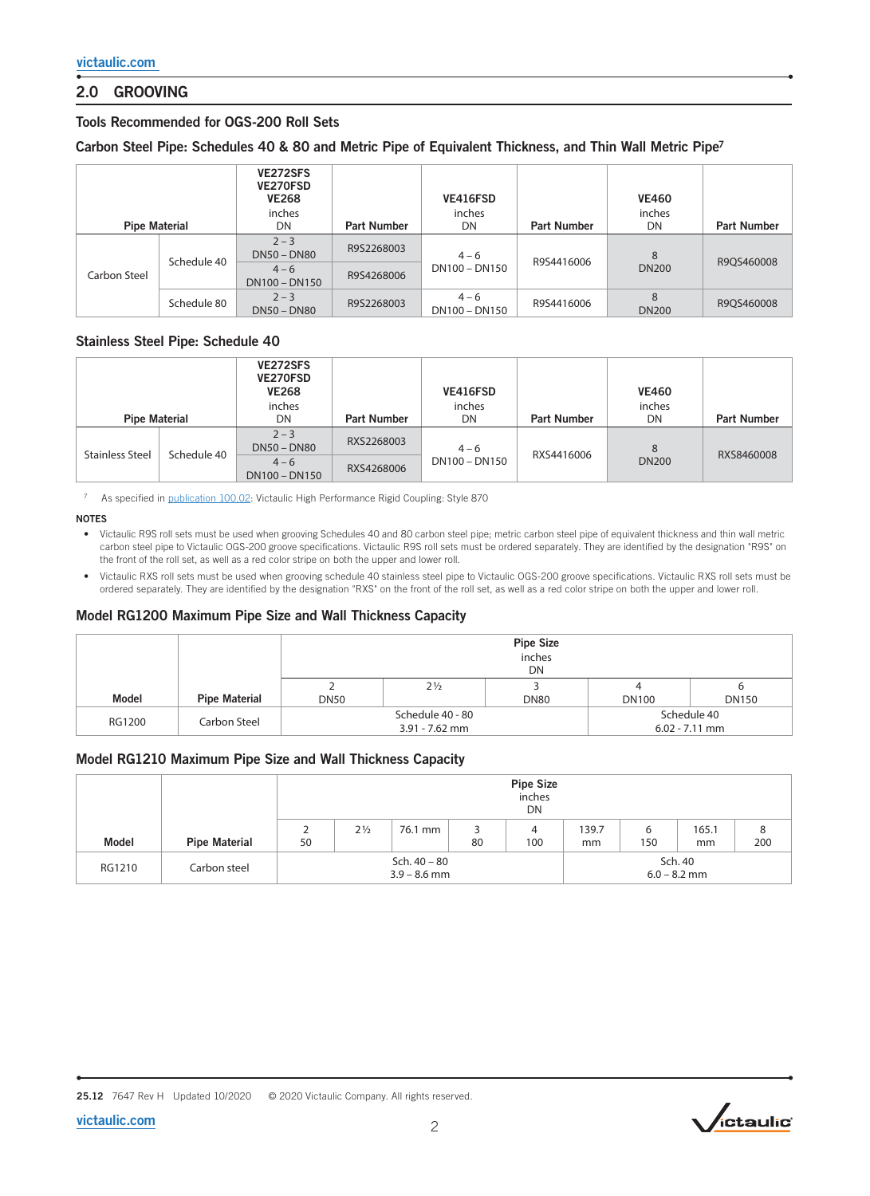## 2.0 GROOVING

### Tools Recommended for OGS-200 Roll Sets

### Carbon Steel Pipe: Schedules 40 & 80 and Metric Pipe of Equivalent Thickness, and Thin Wall Metric Pipe[7]

| Pipe Material | | VE272SFS VE270FSD VE268 inches DN | Part Number | VE416FSD inches DN | Part Number | VE460 inches DN | Part Number |
|---|---|---|---|---|---|---|---|
| Carbon Steel | Schedule 40 | 2 – 3 DN50 – DN80 | R9S2268003 | 4 – 6 DN100 – DN150 | R9S4416006 | 8 DN200 | R9QS460008 |
| | | 4 – 6 DN100 – DN150 | R9S4268006 | | | | |
| | Schedule 80 | 2 – 3 DN50 – DN80 | R9S2268003 | 4 – 6 DN100 – DN150 | R9S4416006 | 8 DN200 | R9QS460008 |

### Stainless Steel Pipe: Schedule 40

| Pipe Material | | VE272SFS VE270FSD VE268 inches DN | Part Number | VE416FSD inches DN | Part Number | VE460 inches DN | Part Number |
|---|---|---|---|---|---|---|---|
| Stainless Steel | Schedule 40 | 2 – 3 DN50 – DN80 | RXS2268003 | 4 – 6 DN100 – DN150 | RXS4416006 | 8 DN200 | RXS8460008 |
| | | 4 – 6 DN100 – DN150 | RXS4268006 | | | | |

[7] As specified in publication 100.02: Victaulic High Performance Rigid Coupling: Style 870

**NOTES**

- Victaulic R9S roll sets must be used when grooving Schedules 40 and 80 carbon steel pipe; metric carbon steel pipe of equivalent thickness and thin wall metric carbon steel pipe to Victaulic OGS-200 groove specifications. Victaulic R9S roll sets must be ordered separately. They are identified by the designation "R9S" on the front of the roll set, as well as a red color stripe on both the upper and lower roll.
- Victaulic RXS roll sets must be used when grooving schedule 40 stainless steel pipe to Victaulic OGS-200 groove specifications. Victaulic RXS roll sets must be ordered separately. They are identified by the designation "RXS" on the front of the roll set, as well as a red color stripe on both the upper and lower roll.

### Model RG1200 Maximum Pipe Size and Wall Thickness Capacity

| Model | Pipe Material | Pipe Size inches DN | | | | |
|---|---|---|---|---|---|---|
| | | 2 DN50 | 2½ | 3 DN80 | 4 DN100 | 6 DN150 |
| RG1200 | Carbon Steel | Schedule 40 - 80 3.91 - 7.62 mm | | | Schedule 40 6.02 - 7.11 mm | |

### Model RG1210 Maximum Pipe Size and Wall Thickness Capacity

| Model | Pipe Material | Pipe Size inches DN | | | | | | | | |
|---|---|---|---|---|---|---|---|---|---|---|
| | | 2 50 | 2½ | 76.1 mm | 3 80 | 4 100 | 139.7 mm | 6 150 | 165.1 mm | 8 200 |
| RG1210 | Carbon steel | Sch. 40 – 80 3.9 – 8.6 mm | | | | | Sch. 40 6.0 – 8.2 mm | | | |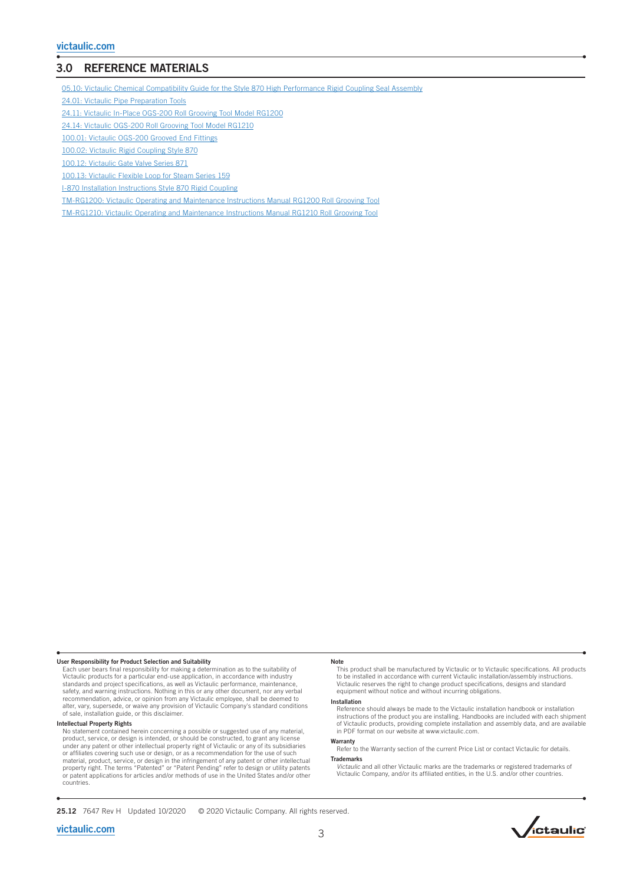## 3.0 REFERENCE MATERIALS

05.10: Victaulic Chemical Compatibility Guide for the Style 870 High Performance Rigid Coupling Seal Assembly

24.01: Victaulic Pipe Preparation Tools

24.11: Victaulic In-Place OGS-200 Roll Grooving Tool Model RG1200

24.14: Victaulic OGS-200 Roll Grooving Tool Model RG1210

100.01: Victaulic OGS-200 Grooved End Fittings

100.02: Victaulic Rigid Coupling Style 870

100.12: Victaulic Gate Valve Series 871

100.13: Victaulic Flexible Loop for Steam Series 159

I-870 Installation Instructions Style 870 Rigid Coupling

TM-RG1200: Victaulic Operating and Maintenance Instructions Manual RG1200 Roll Grooving Tool

TM-RG1210: Victaulic Operating and Maintenance Instructions Manual RG1210 Roll Grooving Tool

**User Responsibility for Product Selection and Suitability**

Each user bears final responsibility for making a determination as to the suitability of Victaulic products for a particular end-use application, in accordance with industry standards and project specifications, as well as Victaulic performance, maintenance, safety, and warning instructions. Nothing in this or any other document, nor any verbal recommendation, advice, or opinion from any Victaulic employee, shall be deemed to alter, vary, supersede, or waive any provision of Victaulic Company's standard conditions of sale, installation guide, or this disclaimer.

**Intellectual Property Rights**

No statement contained herein concerning a possible or suggested use of any material, product, service, or design is intended, or should be constructed, to grant any license under any patent or other intellectual property right of Victaulic or any of its subsidiaries or affiliates covering such use or design, or as a recommendation for the use of such material, product, service, or design in the infringement of any patent or other intellectual property right. The terms "Patented" or "Patent Pending" refer to design or utility patents or patent applications for articles and/or methods of use in the United States and/or other countries.

**Note**

This product shall be manufactured by Victaulic or to Victaulic specifications. All products to be installed in accordance with current Victaulic installation/assembly instructions. Victaulic reserves the right to change product specifications, designs and standard equipment without notice and without incurring obligations.

**Installation**

Reference should always be made to the Victaulic installation handbook or installation instructions of the product you are installing. Handbooks are included with each shipment of Victaulic products, providing complete installation and assembly data, and are available in PDF format on our website at www.victaulic.com.

**Warranty**

Refer to the Warranty section of the current Price List or contact Victaulic for details.

**Trademarks**

*Victaulic* and all other Victaulic marks are the trademarks or registered trademarks of Victaulic Company, and/or its affiliated entities, in the U.S. and/or other countries.

**25.12** 7647 Rev H Updated 10/2020 © 2020 Victaulic Company. All rights reserved.